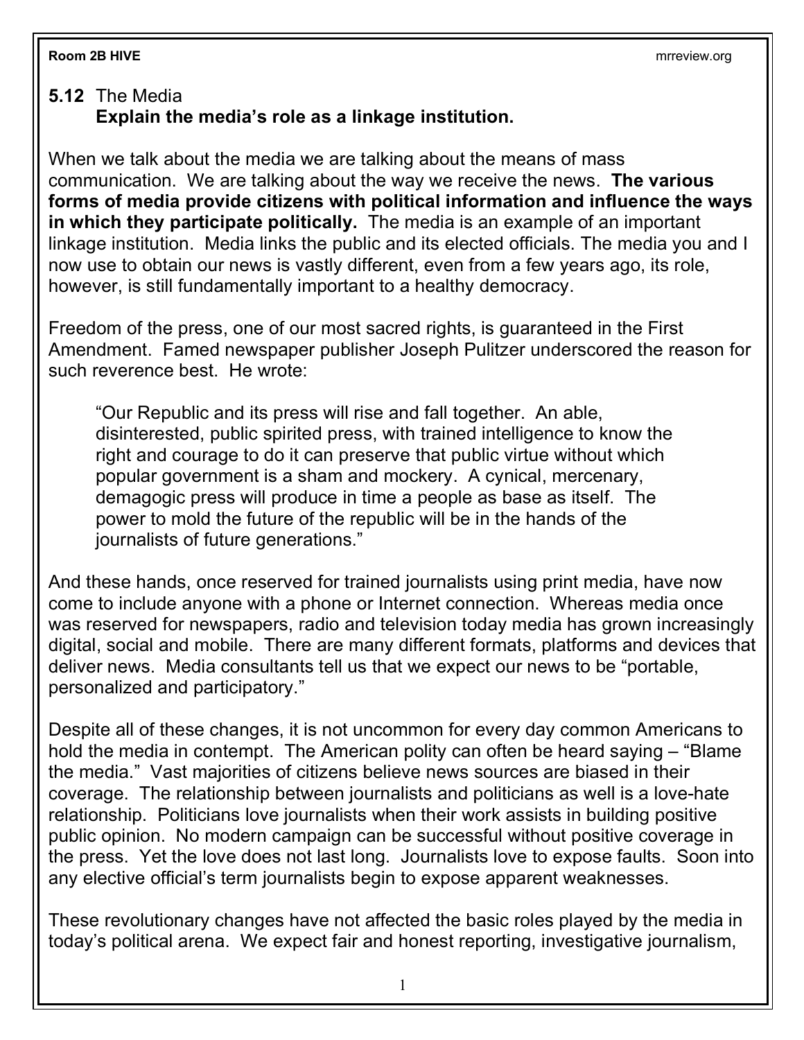## 5.12 The Media
**Explain the media's role as a linkage institution.**

When we talk about the media we are talking about the means of mass communication. We are talking about the way we receive the news. **The various forms of media provide citizens with political information and influence the ways in which they participate politically.** The media is an example of an important linkage institution. Media links the public and its elected officials. The media you and I now use to obtain our news is vastly different, even from a few years ago, its role, however, is still fundamentally important to a healthy democracy.

Freedom of the press, one of our most sacred rights, is guaranteed in the First Amendment. Famed newspaper publisher Joseph Pulitzer underscored the reason for such reverence best. He wrote:

> "Our Republic and its press will rise and fall together. An able, disinterested, public spirited press, with trained intelligence to know the right and courage to do it can preserve that public virtue without which popular government is a sham and mockery. A cynical, mercenary, demagogic press will produce in time a people as base as itself. The power to mold the future of the republic will be in the hands of the journalists of future generations."

And these hands, once reserved for trained journalists using print media, have now come to include anyone with a phone or Internet connection. Whereas media once was reserved for newspapers, radio and television today media has grown increasingly digital, social and mobile. There are many different formats, platforms and devices that deliver news. Media consultants tell us that we expect our news to be "portable, personalized and participatory."

Despite all of these changes, it is not uncommon for every day common Americans to hold the media in contempt. The American polity can often be heard saying – "Blame the media." Vast majorities of citizens believe news sources are biased in their coverage. The relationship between journalists and politicians as well is a love-hate relationship. Politicians love journalists when their work assists in building positive public opinion. No modern campaign can be successful without positive coverage in the press. Yet the love does not last long. Journalists love to expose faults. Soon into any elective official's term journalists begin to expose apparent weaknesses.

These revolutionary changes have not affected the basic roles played by the media in today's political arena. We expect fair and honest reporting, investigative journalism,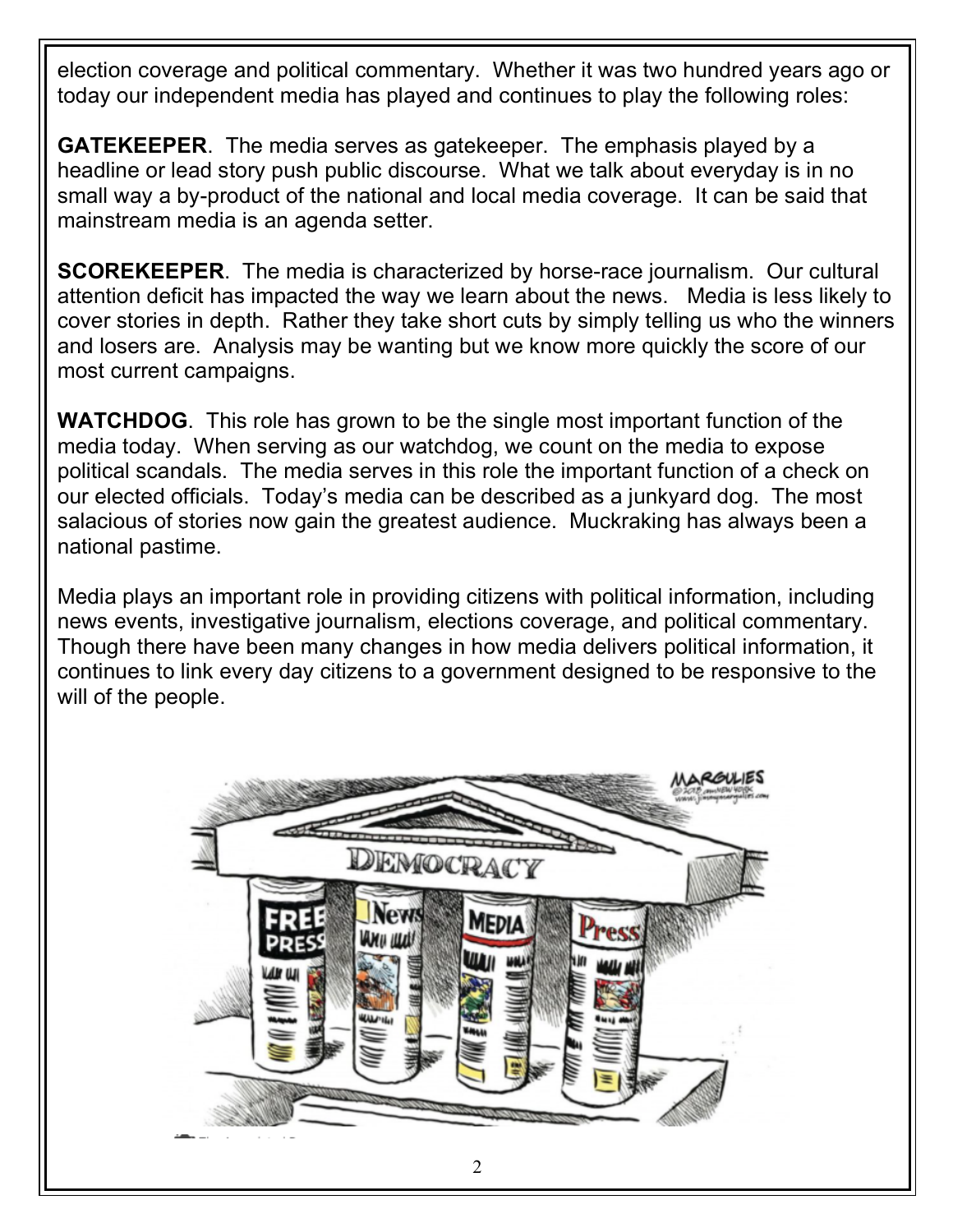election coverage and political commentary. Whether it was two hundred years ago or today our independent media has played and continues to play the following roles:

**GATEKEEPER**. The media serves as gatekeeper. The emphasis played by a headline or lead story push public discourse. What we talk about everyday is in no small way a by-product of the national and local media coverage. It can be said that mainstream media is an agenda setter.

**SCOREKEEPER**. The media is characterized by horse-race journalism. Our cultural attention deficit has impacted the way we learn about the news. Media is less likely to cover stories in depth. Rather they take short cuts by simply telling us who the winners and losers are. Analysis may be wanting but we know more quickly the score of our most current campaigns.

**WATCHDOG**. This role has grown to be the single most important function of the media today. When serving as our watchdog, we count on the media to expose political scandals. The media serves in this role the important function of a check on our elected officials. Today's media can be described as a junkyard dog. The most salacious of stories now gain the greatest audience. Muckraking has always been a national pastime.

Media plays an important role in providing citizens with political information, including news events, investigative journalism, elections coverage, and political commentary. Though there have been many changes in how media delivers political information, it continues to link every day citizens to a government designed to be responsive to the will of the people.